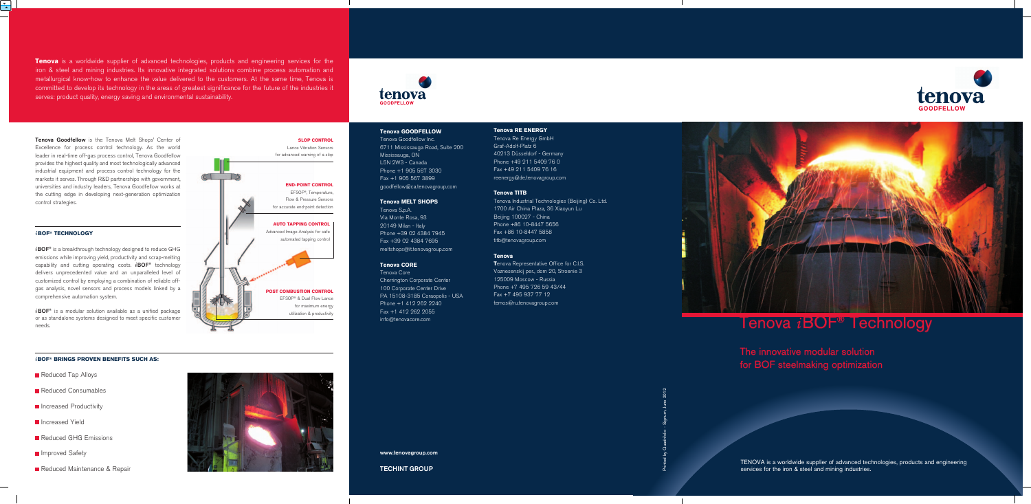**Tenova** is a worldwide supplier of advanced technologies, products and engineering services for the iron & steel and mining industries. Its innovative integrated solutions combine process automation and metallurgical know-how to enhance the value delivered to the customers. At the same time, Tenova is committed to develop its technology in the areas of greatest significance for the future of the industries it serves: product quality, energy saving and environmental sustainability.

**Tenova Goodfellow** is the Tenova Melt Shops' Center of Excellence for process control technology. As the world leader in real-time off-gas process control, Tenova Goodfellow provides the highest quality and most technologically advanced industrial equipment and process control technology for the markets it serves. Through R&D partnerships with government, universities and industry leaders, Tenova Goodfellow works at the cutting edge in developing next-generation optimization control strategies.

## *i*BOF® TECHNOLOGY

***i*BOF®** is a breakthrough technology designed to reduce GHG emissions while improving yield, productivity and scrap-melting capability and cutting operating costs. ***i*BOF®** technology delivers unprecedented value and an unparalleled level of customized control by employing a combination of reliable off-gas analysis, novel sensors and process models linked by a comprehensive automation system.

***i*BOF®** is a modular solution available as a unified package or as standalone systems designed to meet specific customer needs.

**SLOP CONTROL**
Lance Vibration Sensors for advanced warning of a slop

**END-POINT CONTROL**
EFSOP®, Temperature, Flow & Pressure Sensors for accurate end-point detection

**AUTO TAPPING CONTROL**
Advanced Image Analysis for safe automated tapping control

**POST COMBUSTION CONTROL**
EFSOP® & Dual Flow Lance for maximum energy utilization & productivity

## *i*BOF® BRINGS PROVEN BENEFITS SUCH AS:

- Reduced Tap Alloys
- Reduced Consumables
- Increased Productivity
- Increased Yield
- Reduced GHG Emissions
- Improved Safety
- Reduced Maintenance & Repair

**Tenova GOODFELLOW**
Tenova Goodfellow Inc.
6711 Mississauga Road, Suite 200
Mississauga, ON
L5N 2W3 - Canada
Phone +1 905 567 3030
Fax +1 905 567 3899
goodfellow@ca.tenovagroup.com

**Tenova MELT SHOPS**
Tenova S.p.A.
Via Monte Rosa, 93
20149 Milan - Italy
Phone +39 02 4384 7945
Fax +39 02 4384 7695
meltshops@it.tenovagroup.com

**Tenova CORE**
Tenova Core
Cherrington Corporate Center
100 Corporate Center Drive
PA 15108-3185 Coraopolis - USA
Phone +1 412 262 2240
Fax +1 412 262 2055
info@tenovacore.com

**Tenova RE ENERGY**
Tenova Re Energy GmbH
Graf-Adolf-Platz 6
40213 Düsseldorf - Germany
Phone +49 211 5409 76 0
Fax +49 211 5409 76 16
reenergy@de.tenovagroup.com

**Tenova TITB**
Tenova Industrial Technologies (Beijing) Co. Ltd.
1700 Air China Plaza, 36 Xiaoyun Lu
Beijing 100027 - China
Phone +86 10-8447 5656
Fax +86 10-8447 5858
titb@tenovagroup.com

**Tenova**
Tenova Representative Office for C.I.S.
Voznesenskij per., dom 20, Stroenie 3
125009 Moscow - Russia
Phone +7 495 726 59 43/44
Fax +7 495 937 77 12
temos@ru.tenovagroup.com

www.tenovagroup.com

TECHINT GROUP

Printed by Quadrifolio - Signum, June 2012

# Tenova *i*BOF® Technology

## The innovative modular solution for BOF steelmaking optimization

TENOVA is a worldwide supplier of advanced technologies, products and engineering services for the iron & steel and mining industries.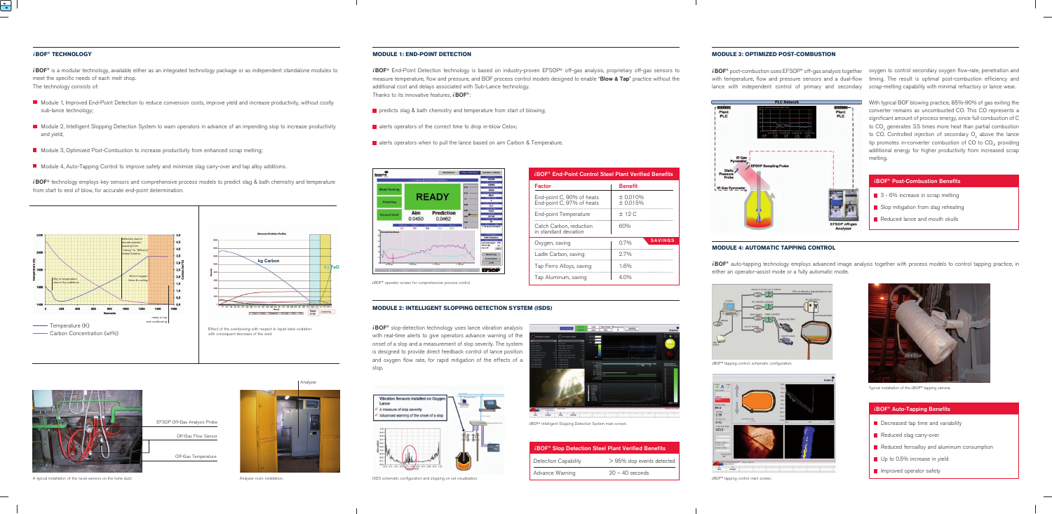## *i*BOF® TECHNOLOGY

***i*BOF®** is a modular technology, available either as an integrated technology package or as independent standalone modules to meet the specific needs of each melt shop.
The technology consists of:

- Module 1, Improved End-Point Detection to reduce conversion costs, improve yield and increase productivity, without costly sub-lance technology;
- Module 2, Intelligent Slopping Detection System to warn operators in advance of an impending slop to increase productivity and yield;
- Module 3, Optimized Post-Combustion to increase productivity from enhanced scrap melting;
- Module 4, Auto-Tapping Control to improve safety and minimize slag carry-over and tap alloy additions.

***i*BOF®** technology employs key sensors and comprehensive process models to predict slag & bath chemistry and temperature from start to end of blow, for accurate end-point determination.

Temperature (K)
Carbon Concentration (wt%)

Effect of the overblowing with respect to liquid steel oxidation with consequent decrease of the yield

EFSOP Off-Gas Analysis Probe
Off-Gas Flow Sensor
Off-Gas Temperature

A typical installation of the novel sensors on the fume duct.

Analyzer

Analyzer room installation.

## MODULE 1: END-POINT DETECTION

***i*BOF®** End-Point Detection technology is based on industry-proven EFSOP® off-gas analysis, proprietary off-gas sensors to measure temperature, flow and pressure, and BOF process control models designed to enable "**Blow & Tap**" practice without the additional cost and delays associated with Sub-Lance technology.
Thanks to its innovative features, ***i*BOF®**:

- predicts slag & bath chemistry and temperature from start of blowing;
- alerts operators of the correct time to drop in-blow Celox;
- alerts operators when to pull the lance based on aim Carbon & Temperature.

*i*BOF® operator screen for comprehensive process control.

| Factor | Benefit |
|---|---|
| ***i*BOF® End-Point Control Steel Plant Verified Benefits** | |
| End-point C, 90% of heats<br>End-point C, 97% of heats | ± 0.010%<br>± 0.015% |
| End-point Temperature | ± 12 C |
| Catch Carbon, reduction in standard deviation | 60% |
| **SAVINGS** | |
| Oxygen, saving | 0.7% |
| Ladle Carbon, saving | 2.7% |
| Tap Ferro Alloys, saving | 1.6% |
| Tap Aluminum, saving | 4.0% |

## MODULE 2: INTELLIGENT SLOPPING DETECTION SYSTEM (ISDS)

***i*BOF®** slop-detection technology uses lance vibration analysis with real-time alerts to give operators advance warning of the onset of a slop and a measurement of slop severity. The system is designed to provide direct feedback control of lance position and oxygen flow rate, for rapid mitigation of the effects of a slop.

Vibration Sensors installed on Oxygen Lance
✓ A measure of slop severity
✓ Advanced warning of the onset of a slop

ISDS schematic configuration and slopping on set visualization.

*i*BOF® Intelligent Slopping Detection System main screen.

| ***i*BOF® Slop Detection Steel Plant Verified Benefits** | |
|---|---|
| Detection Capability | > 95% slop events detected |
| Advance Warning | 20 – 40 seconds |

## MODULE 3: OPTIMIZED POST-COMBUSTION

***i*BOF®** post-combustion uses EFSOP® off-gas analysis together with temperature, flow and pressure sensors and a dual-flow lance with independent control of primary and secondary oxygen to control secondary oxygen flow-rate, penetration and timing. The result is optimal post-combustion efficiency and scrap-melting capability with minimal refractory or lance wear.

With typical BOF blowing practice, 85%-90% of gas exiting the converter remains as uncombusted CO. This CO represents a significant amount of process energy, since full combustion of C to $CO_2$ generates 3.5 times more heat than partial combustion to CO. Controlled injection of secondary $O_2$ above the lance tip promotes in-converter combustion of CO to $CO_2$, providing additional energy for higher productivity from increased scrap melting.

PLC Network
Plant PLC
IR Gas Pyrometer
EFSOP Sampling Probe
Static Pressure Probe
IR Gas Pyrometer
EFSOP off-gas Analyzer

### *i*BOF® Post-Combustion Benefits

- 3 - 6% increase in scrap melting
- Slop mitigation from slag reheating
- Reduced lance and mouth skulls

## MODULE 4: AUTOMATIC TAPPING CONTROL

***i*BOF®** auto-tapping technology employs advanced image analysis together with process models to control tapping practice, in either an operator-assist mode or a fully automatic mode.

*i*BOF® tapping control: schematic configuration.

*i*BOF® tapping control main screen.

Typical installation of the *i*BOF® tapping camera.

### *i*BOF® Auto-Tapping Benefits

- Decreased tap time and variability
- Reduced slag carry-over
- Reduced ferroalloy and aluminum consumption
- Up to 0.5% increase in yield
- Improved operator safety